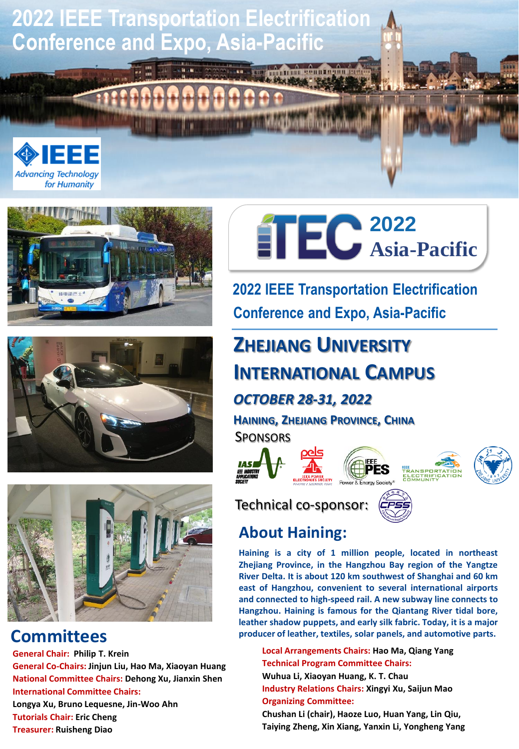# 2022 IEEE Transportation Electrification Conference and Expo, Asia-Pacific

ITEC 2022 Asia-Pacific

## 2022 IEEE Transportation Electrification Conference and Expo, Asia-Pacific

## ZHEJIANG UNIVERSITY INTERNATIONAL CAMPUS

### *OCTOBER 28-31, 2022*

**HAINING, ZHEJIANG PROVINCE, CHINA**

SPONSORS

Technical co-sponsor:

## About Haining:

**Haining is a city of 1 million people, located in northeast Zhejiang Province, in the Hangzhou Bay region of the Yangtze River Delta. It is about 120 km southwest of Shanghai and 60 km east of Hangzhou, convenient to several international airports and connected to high-speed rail. A new subway line connects to Hangzhou. Haining is famous for the Qiantang River tidal bore, leather shadow puppets, and early silk fabric. Today, it is a major producer of leather, textiles, solar panels, and automotive parts.**

## Committees

**General Chair:** Philip T. Krein
**General Co-Chairs:** Jinjun Liu, Hao Ma, Xiaoyan Huang
**National Committee Chairs:** Dehong Xu, Jianxin Shen
**International Committee Chairs:**
Longya Xu, Bruno Lequesne, Jin-Woo Ahn
**Tutorials Chair:** Eric Cheng
**Treasurer:** Ruisheng Diao

**Local Arrangements Chairs:** Hao Ma, Qiang Yang
**Technical Program Committee Chairs:**
Wuhua Li, Xiaoyan Huang, K. T. Chau
**Industry Relations Chairs:** Xingyi Xu, Saijun Mao
**Organizing Committee:**
Chushan Li (chair), Haoze Luo, Huan Yang, Lin Qiu, Taiying Zheng, Xin Xiang, Yanxin Li, Yongheng Yang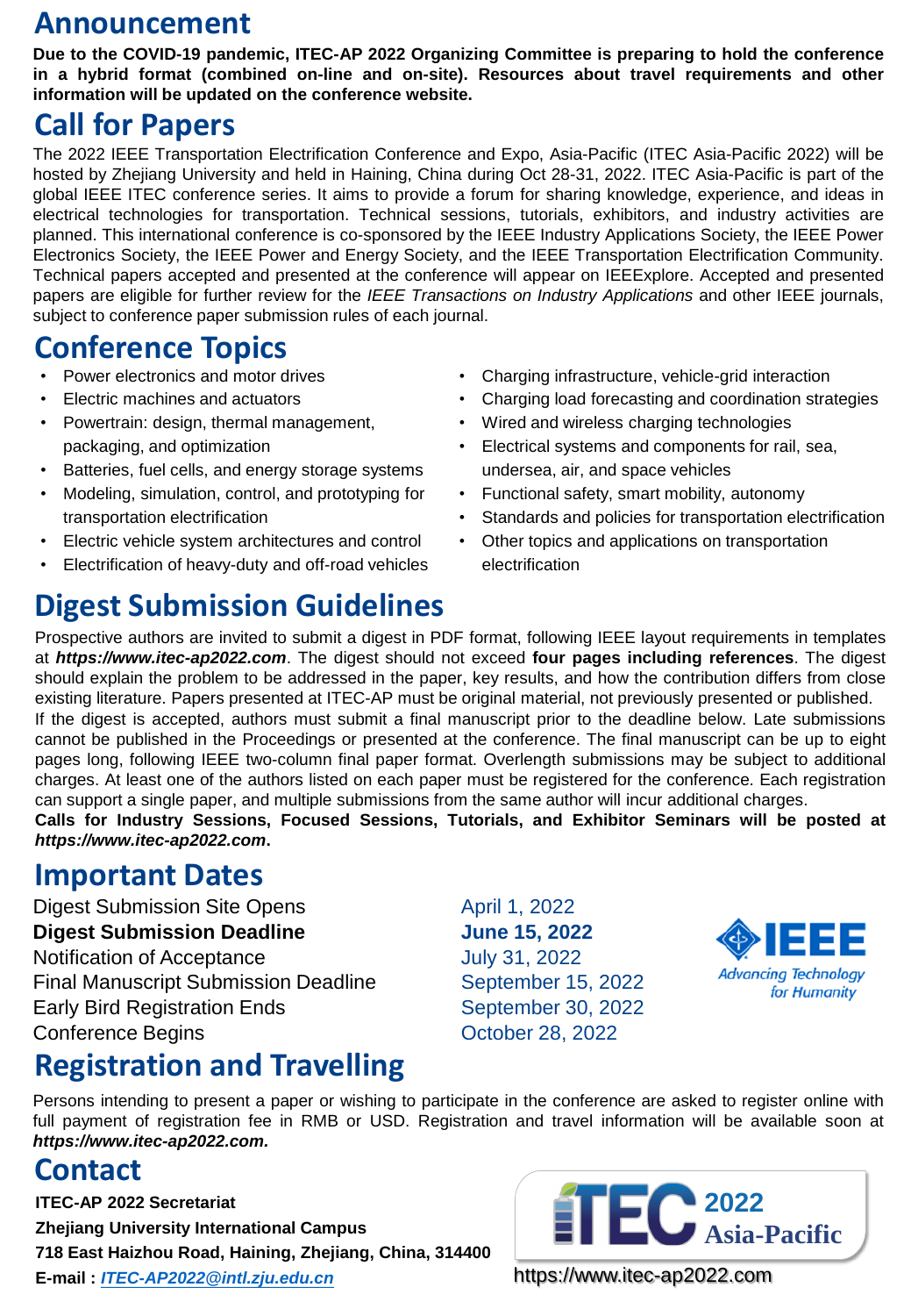# Announcement

**Due to the COVID-19 pandemic, ITEC-AP 2022 Organizing Committee is preparing to hold the conference in a hybrid format (combined on-line and on-site). Resources about travel requirements and other information will be updated on the conference website.**

# Call for Papers

The 2022 IEEE Transportation Electrification Conference and Expo, Asia-Pacific (ITEC Asia-Pacific 2022) will be hosted by Zhejiang University and held in Haining, China during Oct 28-31, 2022. ITEC Asia-Pacific is part of the global IEEE ITEC conference series. It aims to provide a forum for sharing knowledge, experience, and ideas in electrical technologies for transportation. Technical sessions, tutorials, exhibitors, and industry activities are planned. This international conference is co-sponsored by the IEEE Industry Applications Society, the IEEE Power Electronics Society, the IEEE Power and Energy Society, and the IEEE Transportation Electrification Community. Technical papers accepted and presented at the conference will appear on IEEExplore. Accepted and presented papers are eligible for further review for the *IEEE Transactions on Industry Applications* and other IEEE journals, subject to conference paper submission rules of each journal.

# Conference Topics

- Power electronics and motor drives
- Electric machines and actuators
- Powertrain: design, thermal management, packaging, and optimization
- Batteries, fuel cells, and energy storage systems
- Modeling, simulation, control, and prototyping for transportation electrification
- Electric vehicle system architectures and control
- Electrification of heavy-duty and off-road vehicles
- Charging infrastructure, vehicle-grid interaction
- Charging load forecasting and coordination strategies
- Wired and wireless charging technologies
- Electrical systems and components for rail, sea, undersea, air, and space vehicles
- Functional safety, smart mobility, autonomy
- Standards and policies for transportation electrification
- Other topics and applications on transportation electrification

# Digest Submission Guidelines

Prospective authors are invited to submit a digest in PDF format, following IEEE layout requirements in templates at ***https://www.itec-ap2022.com***. The digest should not exceed **four pages including references**. The digest should explain the problem to be addressed in the paper, key results, and how the contribution differs from close existing literature. Papers presented at ITEC-AP must be original material, not previously presented or published.

If the digest is accepted, authors must submit a final manuscript prior to the deadline below. Late submissions cannot be published in the Proceedings or presented at the conference. The final manuscript can be up to eight pages long, following IEEE two-column final paper format. Overlength submissions may be subject to additional charges. At least one of the authors listed on each paper must be registered for the conference. Each registration can support a single paper, and multiple submissions from the same author will incur additional charges.

**Calls for Industry Sessions, Focused Sessions, Tutorials, and Exhibitor Seminars will be posted at *https://www.itec-ap2022.com*.**

# Important Dates

| | |
|---|---|
| Digest Submission Site Opens | April 1, 2022 |
| **Digest Submission Deadline** | **June 15, 2022** |
| Notification of Acceptance | July 31, 2022 |
| Final Manuscript Submission Deadline | September 15, 2022 |
| Early Bird Registration Ends | September 30, 2022 |
| Conference Begins | October 28, 2022 |

IEEE Advancing Technology for Humanity

# Registration and Travelling

Persons intending to present a paper or wishing to participate in the conference are asked to register online with full payment of registration fee in RMB or USD. Registration and travel information will be available soon at ***https://www.itec-ap2022.com.***

# Contact

**ITEC-AP 2022 Secretariat**
**Zhejiang University International Campus**
**718 East Haizhou Road, Haining, Zhejiang, China, 314400**
**E-mail : *ITEC-AP2022@intl.zju.edu.cn***

ITEC 2022 Asia-Pacific

https://www.itec-ap2022.com